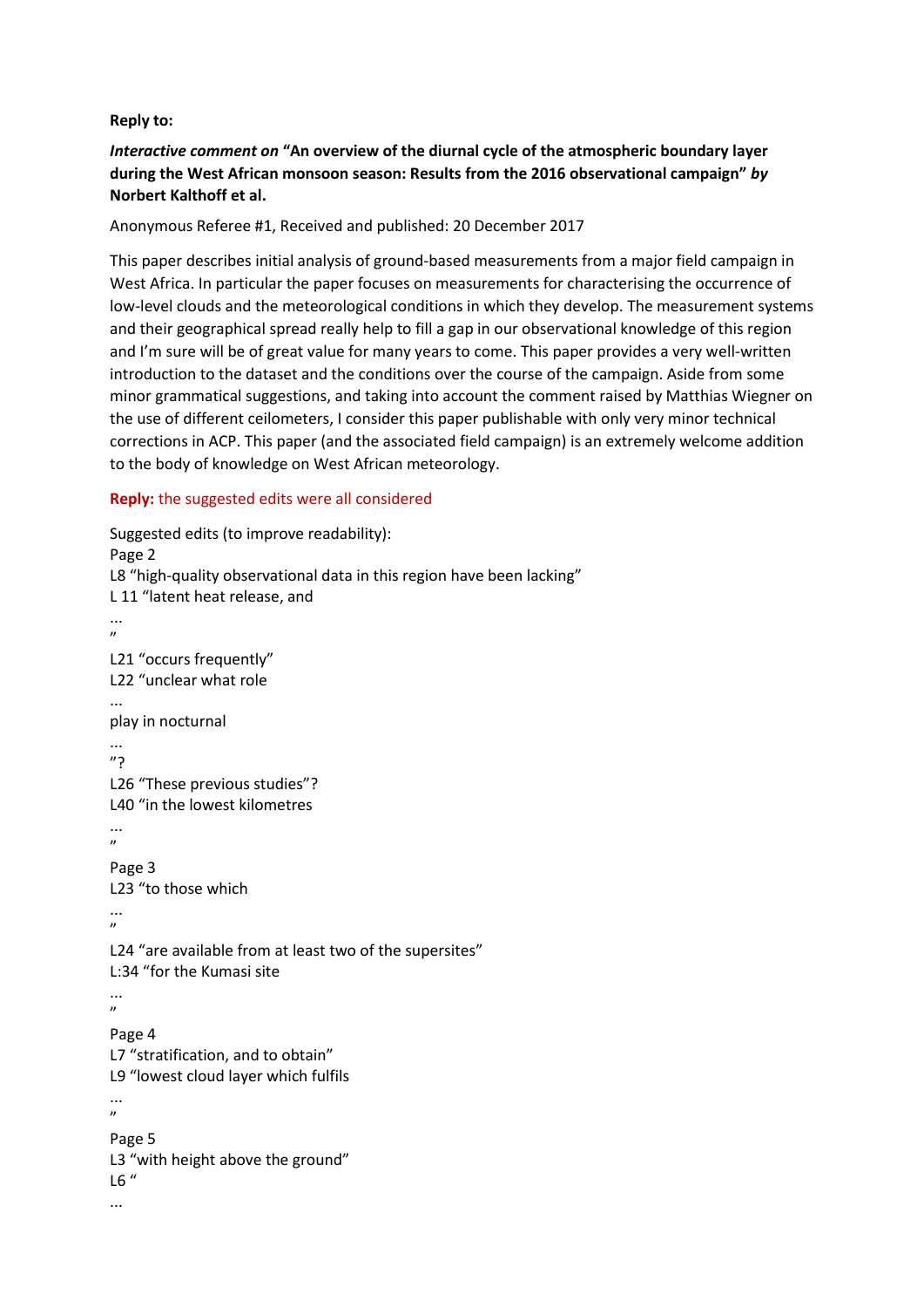**Reply to:**

***Interactive comment on* "An overview of the diurnal cycle of the atmospheric boundary layer during the West African monsoon season: Results from the 2016 observational campaign" *by* Norbert Kalthoff et al.**

Anonymous Referee #1, Received and published: 20 December 2017

This paper describes initial analysis of ground-based measurements from a major field campaign in West Africa. In particular the paper focuses on measurements for characterising the occurrence of low-level clouds and the meteorological conditions in which they develop. The measurement systems and their geographical spread really help to fill a gap in our observational knowledge of this region and I'm sure will be of great value for many years to come. This paper provides a very well-written introduction to the dataset and the conditions over the course of the campaign. Aside from some minor grammatical suggestions, and taking into account the comment raised by Matthias Wiegner on the use of different ceilometers, I consider this paper publishable with only very minor technical corrections in ACP. This paper (and the associated field campaign) is an extremely welcome addition to the body of knowledge on West African meteorology.

**Reply:** the suggested edits were all considered

Suggested edits (to improve readability):
Page 2
L8 "high-quality observational data in this region have been lacking"
L 11 "latent heat release, and
...
"
L21 "occurs frequently"
L22 "unclear what role
...
play in nocturnal
...
"?
L26 "These previous studies"?
L40 "in the lowest kilometres
...
"
Page 3
L23 "to those which
...
"
L24 "are available from at least two of the supersites"
L:34 "for the Kumasi site
...
"
Page 4
L7 "stratification, and to obtain"
L9 "lowest cloud layer which fulfils
...
"
Page 5
L3 "with height above the ground"
L6 "
...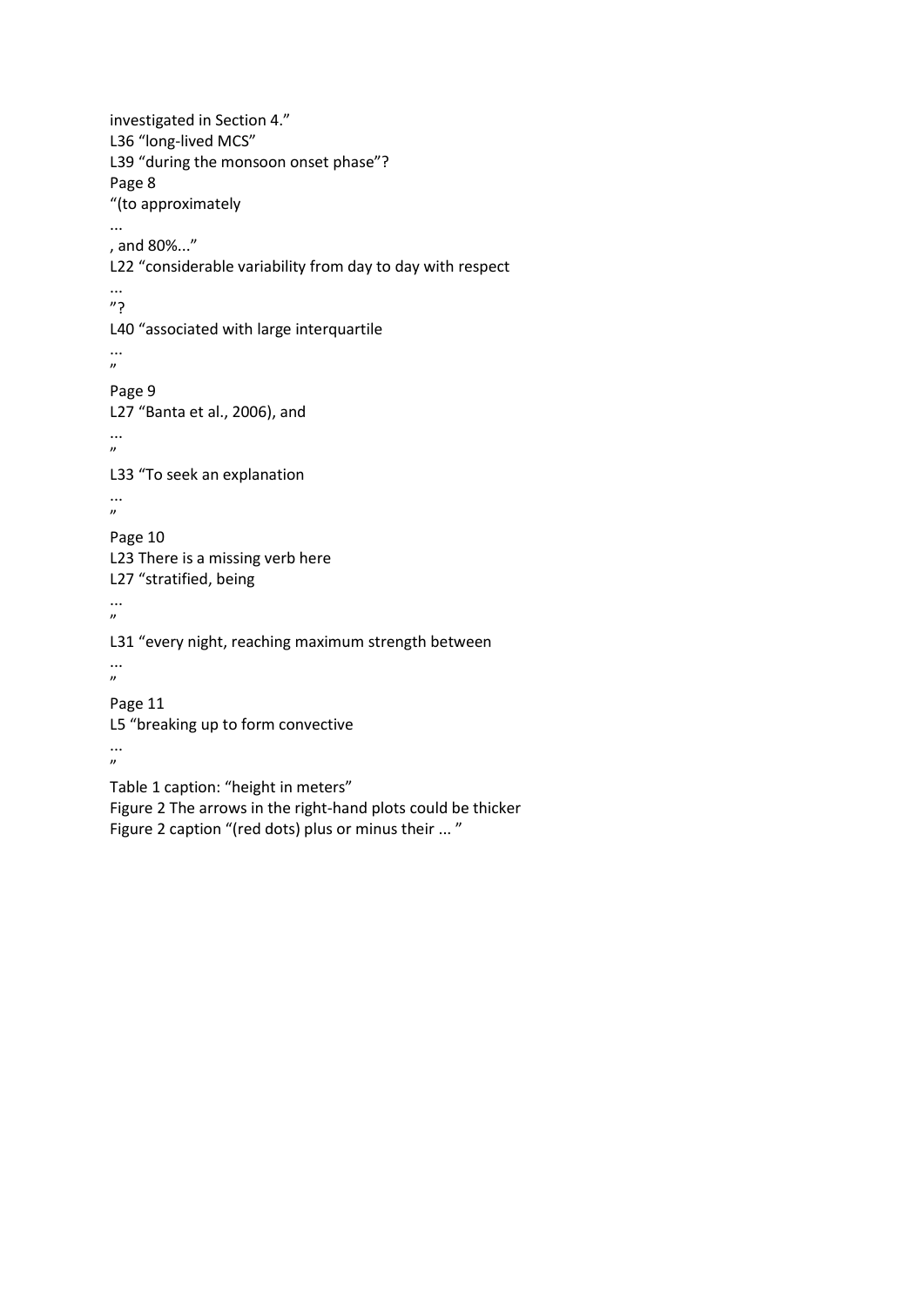investigated in Section 4."
L36 "long-lived MCS"
L39 "during the monsoon onset phase"?
Page 8
"(to approximately
...
, and 80%..."
L22 "considerable variability from day to day with respect
...
"?
L40 "associated with large interquartile
...
"
Page 9
L27 "Banta et al., 2006), and
...
"
L33 "To seek an explanation
...
"
Page 10
L23 There is a missing verb here
L27 "stratified, being
...
"
L31 "every night, reaching maximum strength between
...
"
Page 11
L5 "breaking up to form convective
...
"
Table 1 caption: "height in meters"
Figure 2 The arrows in the right-hand plots could be thicker
Figure 2 caption "(red dots) plus or minus their ... "